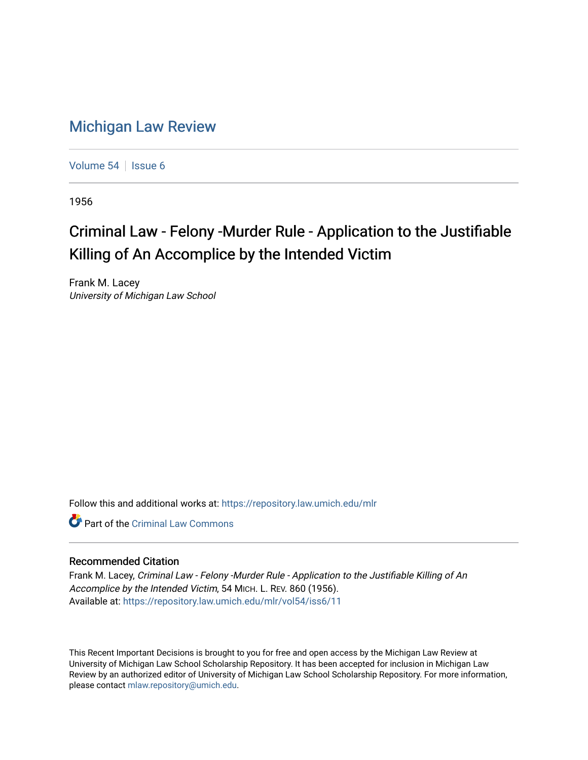# Michigan Law Review

Volume 54 | Issue 6

1956

## Criminal Law - Felony -Murder Rule - Application to the Justifiable Killing of An Accomplice by the Intended Victim

Frank M. Lacey
*University of Michigan Law School*

Follow this and additional works at: https://repository.law.umich.edu/mlr

Part of the Criminal Law Commons

### Recommended Citation

Frank M. Lacey, *Criminal Law - Felony -Murder Rule - Application to the Justifiable Killing of An Accomplice by the Intended Victim*, 54 MICH. L. REV. 860 (1956).
Available at: https://repository.law.umich.edu/mlr/vol54/iss6/11

This Recent Important Decisions is brought to you for free and open access by the Michigan Law Review at University of Michigan Law School Scholarship Repository. It has been accepted for inclusion in Michigan Law Review by an authorized editor of University of Michigan Law School Scholarship Repository. For more information, please contact mlaw.repository@umich.edu.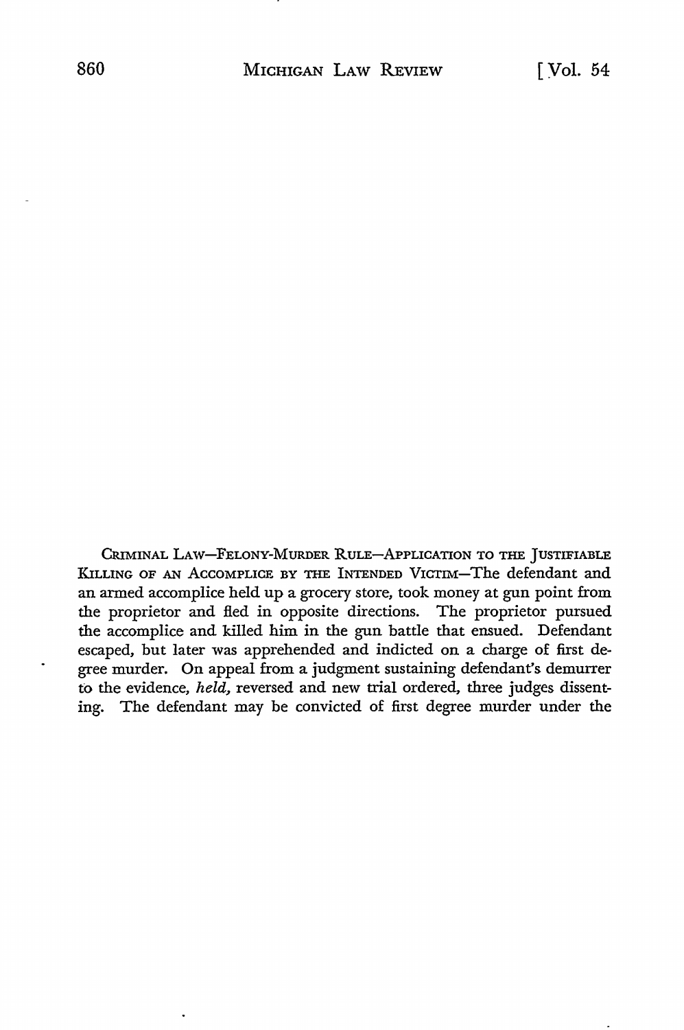CRIMINAL LAW—FELONY-MURDER RULE—APPLICATION TO THE JUSTIFIABLE KILLING OF AN ACCOMPLICE BY THE INTENDED VICTIM—The defendant and an armed accomplice held up a grocery store, took money at gun point from the proprietor and fled in opposite directions. The proprietor pursued the accomplice and killed him in the gun battle that ensued. Defendant escaped, but later was apprehended and indicted on a charge of first degree murder. On appeal from a judgment sustaining defendant's demurrer to the evidence, *held,* reversed and new trial ordered, three judges dissenting. The defendant may be convicted of first degree murder under the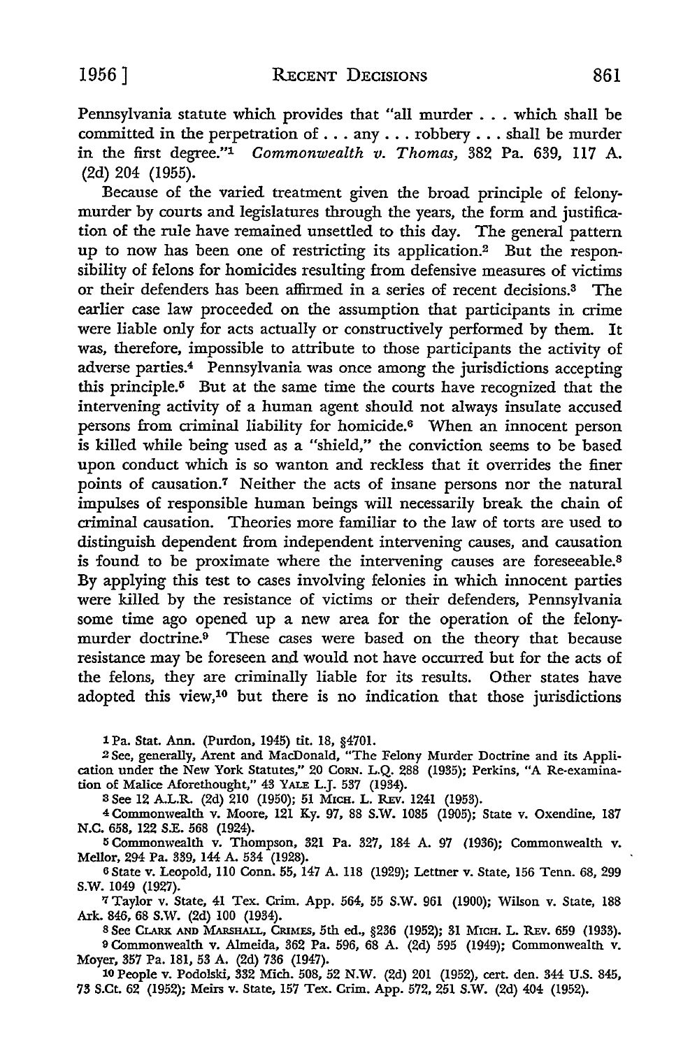Pennsylvania statute which provides that "all murder . . . which shall be committed in the perpetration of . . . any . . . robbery . . . shall be murder in the first degree."[1] *Commonwealth v. Thomas*, 382 Pa. 639, 117 A. (2d) 204 (1955).

Because of the varied treatment given the broad principle of felony-murder by courts and legislatures through the years, the form and justification of the rule have remained unsettled to this day. The general pattern up to now has been one of restricting its application.[2] But the responsibility of felons for homicides resulting from defensive measures of victims or their defenders has been affirmed in a series of recent decisions.[3] The earlier case law proceeded on the assumption that participants in crime were liable only for acts actually or constructively performed by them. It was, therefore, impossible to attribute to those participants the activity of adverse parties.[4] Pennsylvania was once among the jurisdictions accepting this principle.[5] But at the same time the courts have recognized that the intervening activity of a human agent should not always insulate accused persons from criminal liability for homicide.[6] When an innocent person is killed while being used as a "shield," the conviction seems to be based upon conduct which is so wanton and reckless that it overrides the finer points of causation.[7] Neither the acts of insane persons nor the natural impulses of responsible human beings will necessarily break the chain of criminal causation. Theories more familiar to the law of torts are used to distinguish dependent from independent intervening causes, and causation is found to be proximate where the intervening causes are foreseeable.[8] By applying this test to cases involving felonies in which innocent parties were killed by the resistance of victims or their defenders, Pennsylvania some time ago opened up a new area for the operation of the felony-murder doctrine.[9] These cases were based on the theory that because resistance may be foreseen and would not have occurred but for the acts of the felons, they are criminally liable for its results. Other states have adopted this view,[10] but there is no indication that those jurisdictions

---

[1] Pa. Stat. Ann. (Purdon, 1945) tit. 18, §4701.

[2] See, generally, Arent and MacDonald, "The Felony Murder Doctrine and its Application under the New York Statutes," 20 Corn. L.Q. 288 (1935); Perkins, "A Re-examination of Malice Aforethought," 43 Yale L.J. 537 (1934).

[3] See 12 A.L.R. (2d) 210 (1950); 51 Mich. L. Rev. 1241 (1953).

[4] Commonwealth v. Moore, 121 Ky. 97, 88 S.W. 1085 (1905); State v. Oxendine, 187 N.C. 658, 122 S.E. 568 (1924).

[5] Commonwealth v. Thompson, 321 Pa. 327, 184 A. 97 (1936); Commonwealth v. Mellor, 294 Pa. 339, 144 A. 534 (1928).

[6] State v. Leopold, 110 Conn. 55, 147 A. 118 (1929); Lettner v. State, 156 Tenn. 68, 299 S.W. 1049 (1927).

[7] Taylor v. State, 41 Tex. Crim. App. 564, 55 S.W. 961 (1900); Wilson v. State, 188 Ark. 846, 68 S.W. (2d) 100 (1934).

[8] See Clark and Marshall, Crimes, 5th ed., §236 (1952); 31 Mich. L. Rev. 659 (1933).

[9] Commonwealth v. Almeida, 362 Pa. 596, 68 A. (2d) 595 (1949); Commonwealth v. Moyer, 357 Pa. 181, 53 A. (2d) 736 (1947).

[10] People v. Podolski, 332 Mich. 508, 52 N.W. (2d) 201 (1952), cert. den. 344 U.S. 845, 73 S.Ct. 62 (1952); Meirs v. State, 157 Tex. Crim. App. 572, 251 S.W. (2d) 404 (1952).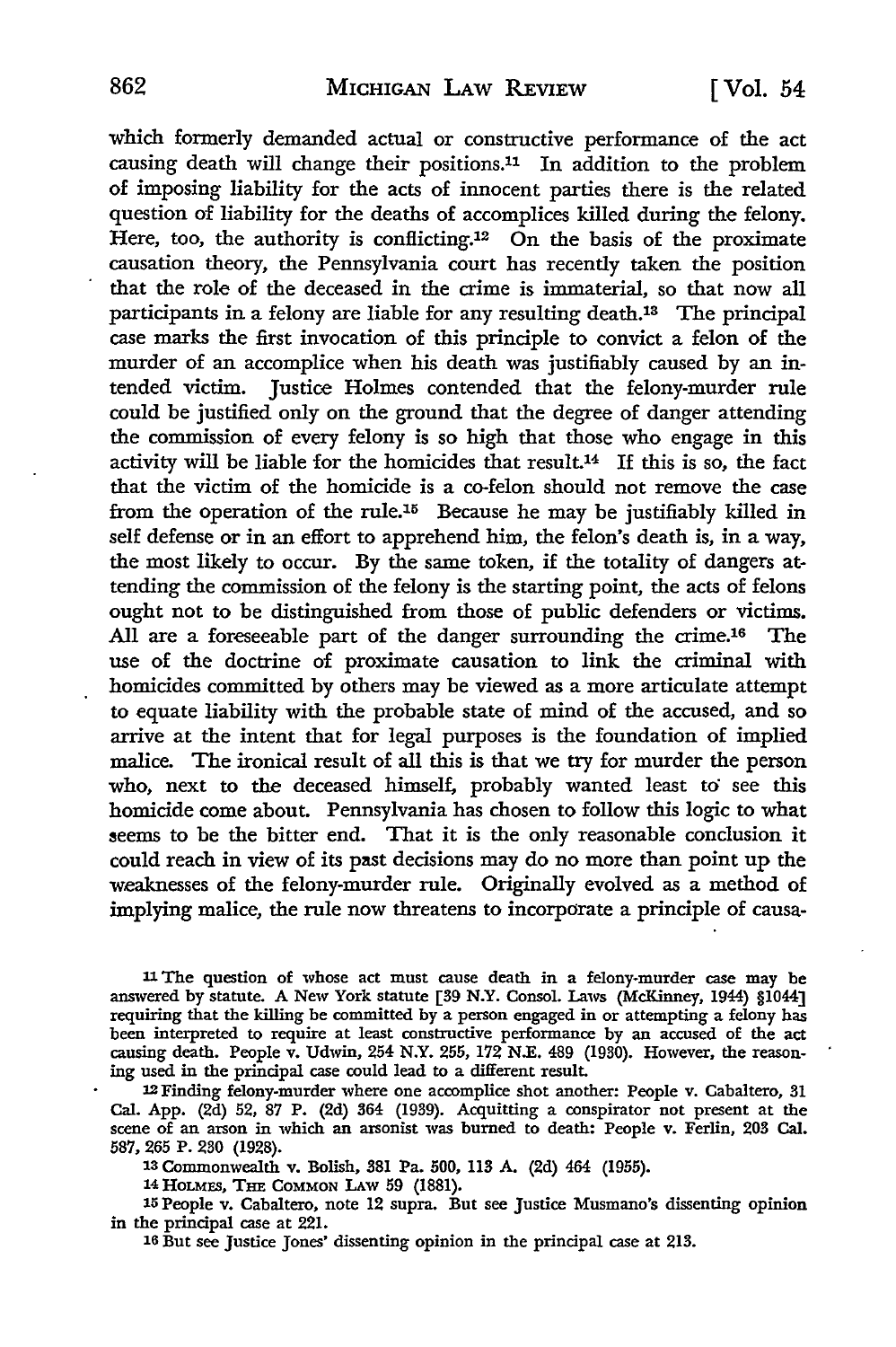which formerly demanded actual or constructive performance of the act causing death will change their positions.[11] In addition to the problem of imposing liability for the acts of innocent parties there is the related question of liability for the deaths of accomplices killed during the felony. Here, too, the authority is conflicting.[12] On the basis of the proximate causation theory, the Pennsylvania court has recently taken the position that the role of the deceased in the crime is immaterial, so that now all participants in a felony are liable for any resulting death.[13] The principal case marks the first invocation of this principle to convict a felon of the murder of an accomplice when his death was justifiably caused by an intended victim. Justice Holmes contended that the felony-murder rule could be justified only on the ground that the degree of danger attending the commission of every felony is so high that those who engage in this activity will be liable for the homicides that result.[14] If this is so, the fact that the victim of the homicide is a co-felon should not remove the case from the operation of the rule.[15] Because he may be justifiably killed in self defense or in an effort to apprehend him, the felon's death is, in a way, the most likely to occur. By the same token, if the totality of dangers attending the commission of the felony is the starting point, the acts of felons ought not to be distinguished from those of public defenders or victims. All are a foreseeable part of the danger surrounding the crime.[16] The use of the doctrine of proximate causation to link the criminal with homicides committed by others may be viewed as a more articulate attempt to equate liability with the probable state of mind of the accused, and so arrive at the intent that for legal purposes is the foundation of implied malice. The ironical result of all this is that we try for murder the person who, next to the deceased himself, probably wanted least to see this homicide come about. Pennsylvania has chosen to follow this logic to what seems to be the bitter end. That it is the only reasonable conclusion it could reach in view of its past decisions may do no more than point up the weaknesses of the felony-murder rule. Originally evolved as a method of implying malice, the rule now threatens to incorporate a principle of causa-

[11] The question of whose act must cause death in a felony-murder case may be answered by statute. A New York statute [39 N.Y. Consol. Laws (McKinney, 1944) §1044] requiring that the killing be committed by a person engaged in or attempting a felony has been interpreted to require at least constructive performance by an accused of the act causing death. People v. Udwin, 254 N.Y. 255, 172 N.E. 489 (1930). However, the reasoning used in the principal case could lead to a different result.

[12] Finding felony-murder where one accomplice shot another: People v. Cabaltero, 31 Cal. App. (2d) 52, 87 P. (2d) 364 (1939). Acquitting a conspirator not present at the scene of an arson in which an arsonist was burned to death: People v. Ferlin, 203 Cal. 587, 265 P. 230 (1928).

[13] Commonwealth v. Bolish, 381 Pa. 500, 113 A. (2d) 464 (1955).

[14] HOLMES, THE COMMON LAW 59 (1881).

[15] People v. Cabaltero, note 12 supra. But see Justice Musmano's dissenting opinion in the principal case at 221.

[16] But see Justice Jones' dissenting opinion in the principal case at 213.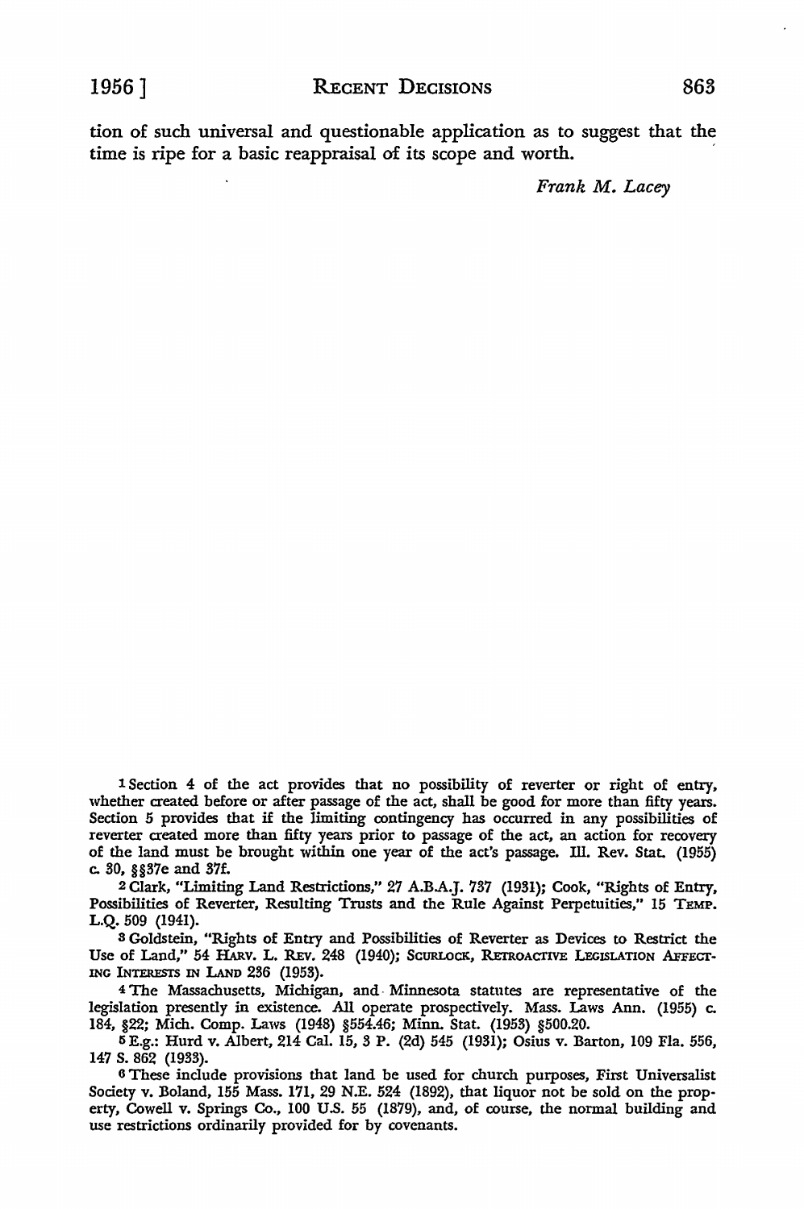tion of such universal and questionable application as to suggest that the time is ripe for a basic reappraisal of its scope and worth.

*Frank M. Lacey*

---

[1] Section 4 of the act provides that no possibility of reverter or right of entry, whether created before or after passage of the act, shall be good for more than fifty years. Section 5 provides that if the limiting contingency has occurred in any possibilities of reverter created more than fifty years prior to passage of the act, an action for recovery of the land must be brought within one year of the act's passage. Ill. Rev. Stat. (1955) c. 30, §§37e and 37f.

[2] Clark, "Limiting Land Restrictions," 27 A.B.A.J. 737 (1931); Cook, "Rights of Entry, Possibilities of Reverter, Resulting Trusts and the Rule Against Perpetuities," 15 TEMP. L.Q. 509 (1941).

[3] Goldstein, "Rights of Entry and Possibilities of Reverter as Devices to Restrict the Use of Land," 54 HARV. L. REV. 248 (1940); SCURLOCK, RETROACTIVE LEGISLATION AFFECTING INTERESTS IN LAND 236 (1953).

[4] The Massachusetts, Michigan, and Minnesota statutes are representative of the legislation presently in existence. All operate prospectively. Mass. Laws Ann. (1955) c. 184, §22; Mich. Comp. Laws (1948) §554.46; Minn. Stat. (1953) §500.20.

[5] E.g.: Hurd v. Albert, 214 Cal. 15, 3 P. (2d) 545 (1931); Osius v. Barton, 109 Fla. 556, 147 S. 862 (1933).

[6] These include provisions that land be used for church purposes, First Universalist Society v. Boland, 155 Mass. 171, 29 N.E. 524 (1892), that liquor not be sold on the property, Cowell v. Springs Co., 100 U.S. 55 (1879), and, of course, the normal building and use restrictions ordinarily provided for by covenants.